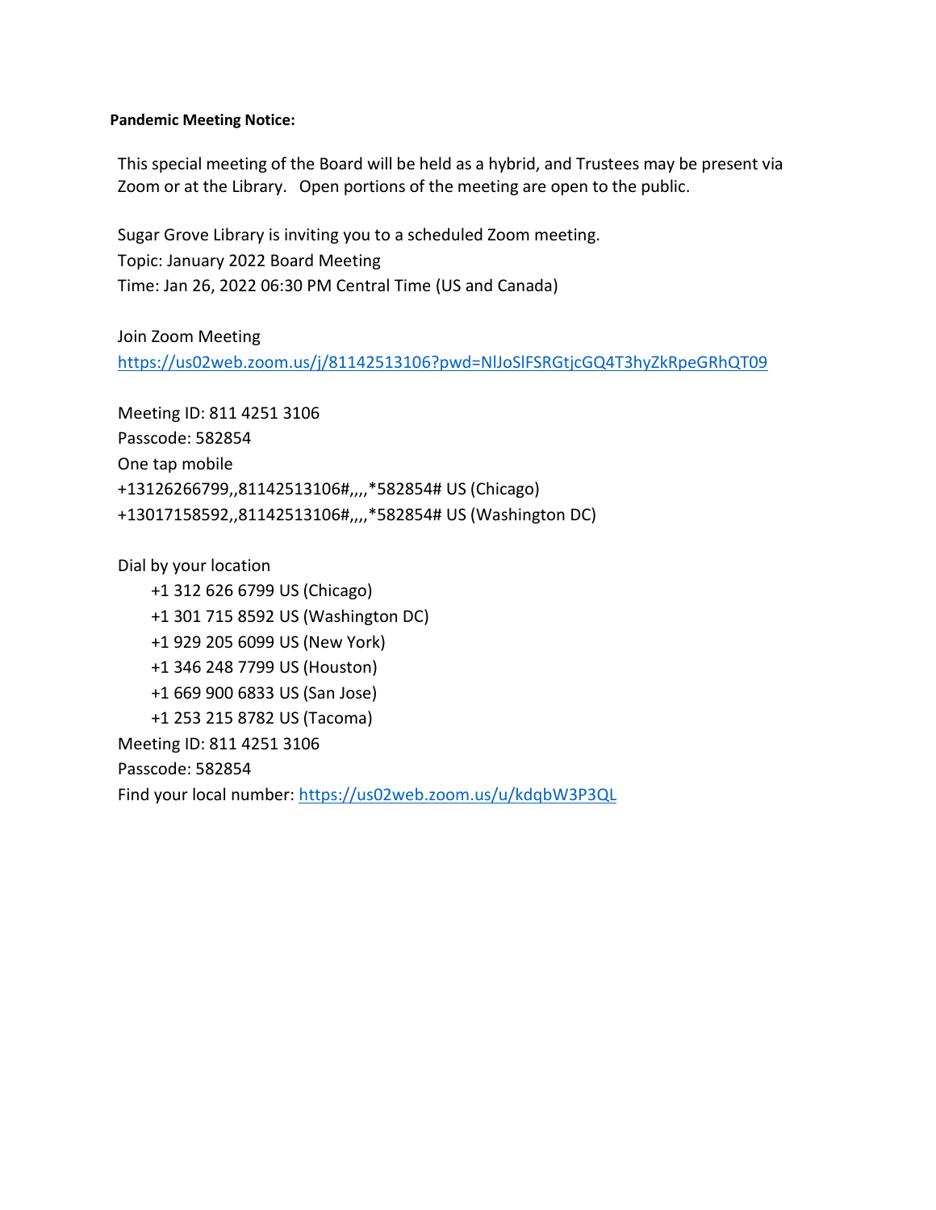**Pandemic Meeting Notice:**

This special meeting of the Board will be held as a hybrid, and Trustees may be present via Zoom or at the Library. Open portions of the meeting are open to the public.

Sugar Grove Library is inviting you to a scheduled Zoom meeting.
Topic: January 2022 Board Meeting
Time: Jan 26, 2022 06:30 PM Central Time (US and Canada)

Join Zoom Meeting
https://us02web.zoom.us/j/81142513106?pwd=NlJoSlFSRGtjcGQ4T3hyZkRpeGRhQT09

Meeting ID: 811 4251 3106
Passcode: 582854
One tap mobile
+13126266799,,81142513106#,,,,*582854# US (Chicago)
+13017158592,,81142513106#,,,,*582854# US (Washington DC)

Dial by your location
- +1 312 626 6799 US (Chicago)
- +1 301 715 8592 US (Washington DC)
- +1 929 205 6099 US (New York)
- +1 346 248 7799 US (Houston)
- +1 669 900 6833 US (San Jose)
- +1 253 215 8782 US (Tacoma)

Meeting ID: 811 4251 3106
Passcode: 582854
Find your local number: https://us02web.zoom.us/u/kdqbW3P3QL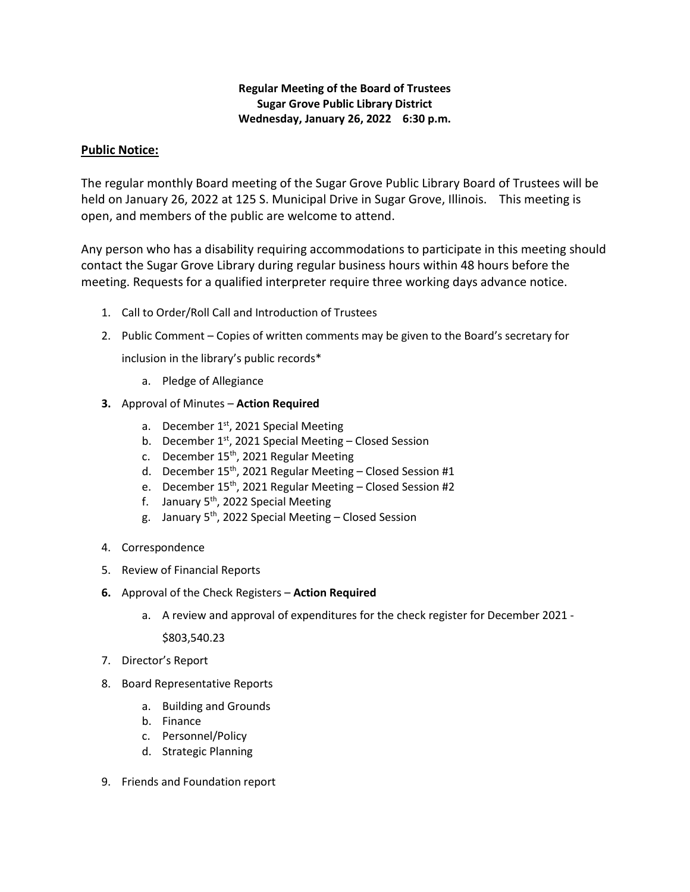**Regular Meeting of the Board of Trustees**
**Sugar Grove Public Library District**
**Wednesday, January 26, 2022 6:30 p.m.**

**Public Notice:**

The regular monthly Board meeting of the Sugar Grove Public Library Board of Trustees will be held on January 26, 2022 at 125 S. Municipal Drive in Sugar Grove, Illinois. This meeting is open, and members of the public are welcome to attend.

Any person who has a disability requiring accommodations to participate in this meeting should contact the Sugar Grove Library during regular business hours within 48 hours before the meeting. Requests for a qualified interpreter require three working days advance notice.

1. Call to Order/Roll Call and Introduction of Trustees
2. Public Comment – Copies of written comments may be given to the Board's secretary for inclusion in the library's public records*
   a. Pledge of Allegiance
3. Approval of Minutes – **Action Required**
   a. December 1st, 2021 Special Meeting
   b. December 1st, 2021 Special Meeting – Closed Session
   c. December 15th, 2021 Regular Meeting
   d. December 15th, 2021 Regular Meeting – Closed Session #1
   e. December 15th, 2021 Regular Meeting – Closed Session #2
   f. January 5th, 2022 Special Meeting
   g. January 5th, 2022 Special Meeting – Closed Session
4. Correspondence
5. Review of Financial Reports
6. Approval of the Check Registers – **Action Required**
   a. A review and approval of expenditures for the check register for December 2021 - $803,540.23
7. Director's Report
8. Board Representative Reports
   a. Building and Grounds
   b. Finance
   c. Personnel/Policy
   d. Strategic Planning
9. Friends and Foundation report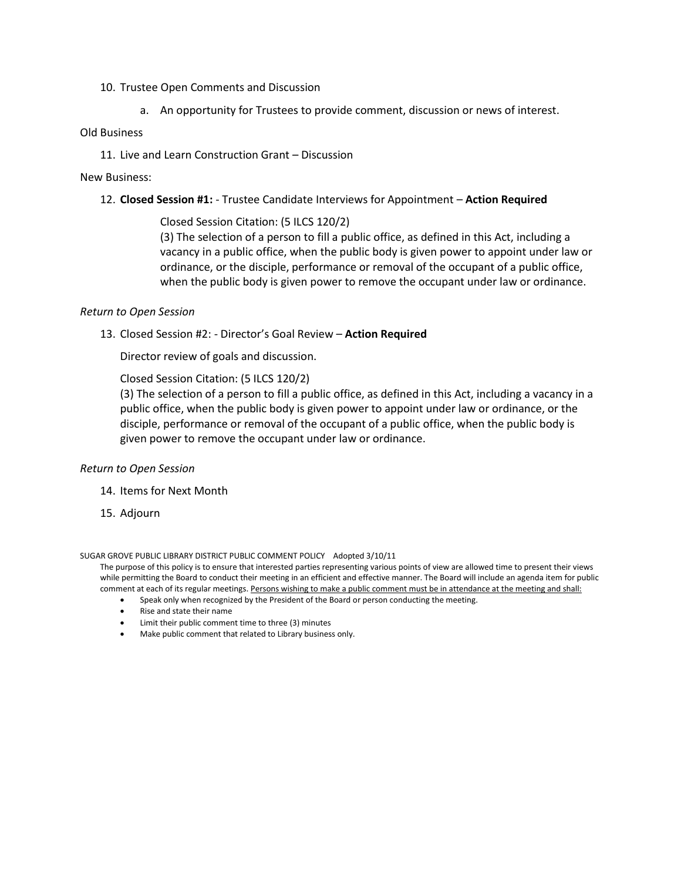10. Trustee Open Comments and Discussion
    a. An opportunity for Trustees to provide comment, discussion or news of interest.

Old Business

11. Live and Learn Construction Grant – Discussion

New Business:

12. **Closed Session #1:** - Trustee Candidate Interviews for Appointment – **Action Required**

    Closed Session Citation: (5 ILCS 120/2)
    (3) The selection of a person to fill a public office, as defined in this Act, including a vacancy in a public office, when the public body is given power to appoint under law or ordinance, or the disciple, performance or removal of the occupant of a public office, when the public body is given power to remove the occupant under law or ordinance.

*Return to Open Session*

13. Closed Session #2: - Director's Goal Review – **Action Required**

    Director review of goals and discussion.

    Closed Session Citation: (5 ILCS 120/2)
    (3) The selection of a person to fill a public office, as defined in this Act, including a vacancy in a public office, when the public body is given power to appoint under law or ordinance, or the disciple, performance or removal of the occupant of a public office, when the public body is given power to remove the occupant under law or ordinance.

*Return to Open Session*

14. Items for Next Month
15. Adjourn

SUGAR GROVE PUBLIC LIBRARY DISTRICT PUBLIC COMMENT POLICY Adopted 3/10/11

The purpose of this policy is to ensure that interested parties representing various points of view are allowed time to present their views while permitting the Board to conduct their meeting in an efficient and effective manner. The Board will include an agenda item for public comment at each of its regular meetings. <u>Persons wishing to make a public comment must be in attendance at the meeting and shall:</u>

- Speak only when recognized by the President of the Board or person conducting the meeting.
- Rise and state their name
- Limit their public comment time to three (3) minutes
- Make public comment that related to Library business only.